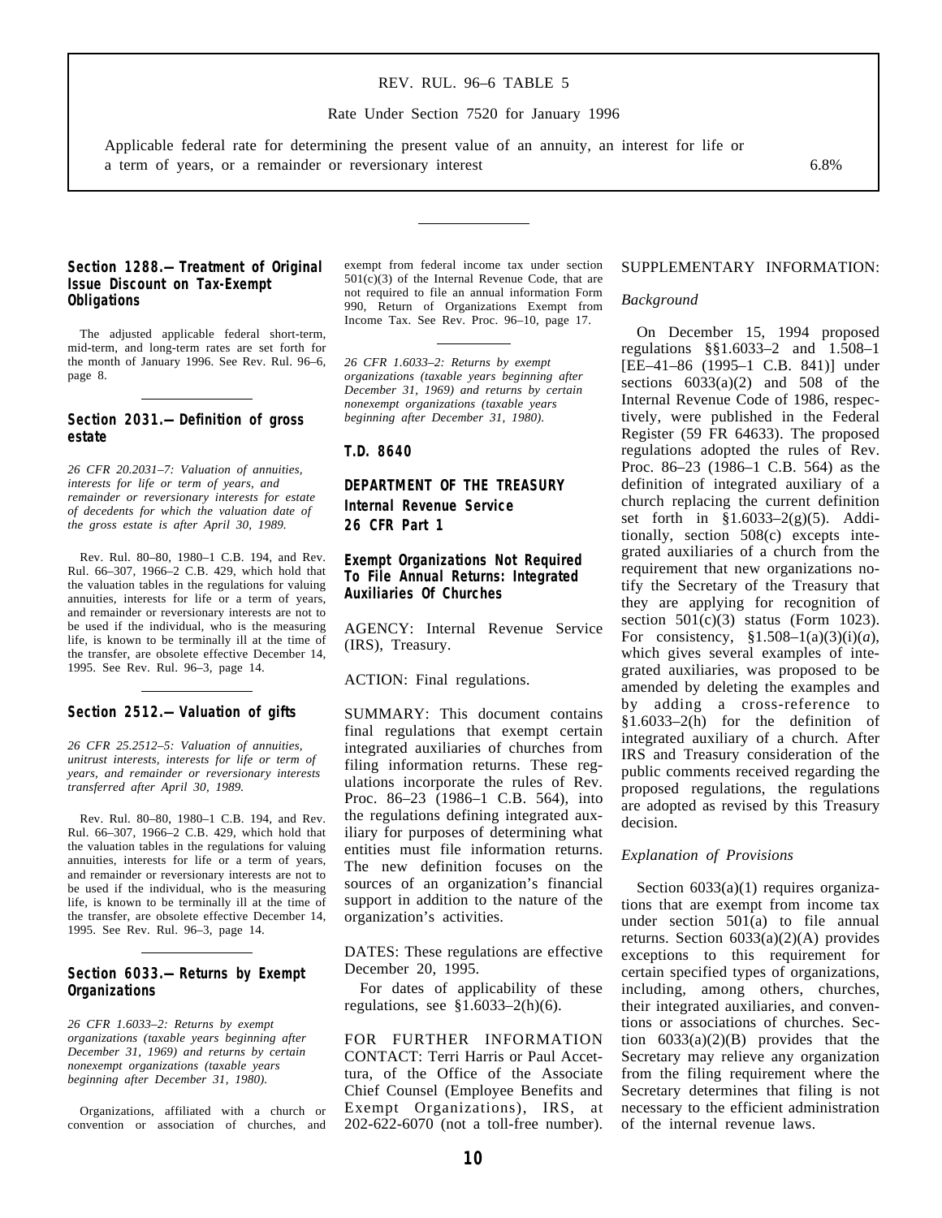REV. RUL. 96–6 TABLE 5

Rate Under Section 7520 for January 1996

| | |
|---|---|
| Applicable federal rate for determining the present value of an annuity, an interest for life or a term of years, or a remainder or reversionary interest | 6.8% |

### Section 1288.—Treatment of Original Issue Discount on Tax-Exempt Obligations

The adjusted applicable federal short-term, mid-term, and long-term rates are set forth for the month of January 1996. See Rev. Rul. 96–6, page 8.

### Section 2031.—Definition of gross estate

*26 CFR 20.2031–7: Valuation of annuities, interests for life or term of years, and remainder or reversionary interests for estate of decedents for which the valuation date of the gross estate is after April 30, 1989.*

Rev. Rul. 80–80, 1980–1 C.B. 194, and Rev. Rul. 66–307, 1966–2 C.B. 429, which hold that the valuation tables in the regulations for valuing annuities, interests for life or a term of years, and remainder or reversionary interests are not to be used if the individual, who is the measuring life, is known to be terminally ill at the time of the transfer, are obsolete effective December 14, 1995. See Rev. Rul. 96–3, page 14.

### Section 2512.—Valuation of gifts

*26 CFR 25.2512–5: Valuation of annuities, unitrust interests, interests for life or term of years, and remainder or reversionary interests transferred after April 30, 1989.*

Rev. Rul. 80–80, 1980–1 C.B. 194, and Rev. Rul. 66–307, 1966–2 C.B. 429, which hold that the valuation tables in the regulations for valuing annuities, interests for life or a term of years, and remainder or reversionary interests are not to be used if the individual, who is the measuring life, is known to be terminally ill at the time of the transfer, are obsolete effective December 14, 1995. See Rev. Rul. 96–3, page 14.

### Section 6033.—Returns by Exempt Organizations

*26 CFR 1.6033–2: Returns by exempt organizations (taxable years beginning after December 31, 1969) and returns by certain nonexempt organizations (taxable years beginning after December 31, 1980).*

Organizations, affiliated with a church or convention or association of churches, and exempt from federal income tax under section 501(c)(3) of the Internal Revenue Code, that are not required to file an annual information Form 990, Return of Organizations Exempt from Income Tax. See Rev. Proc. 96–10, page 17.

*26 CFR 1.6033–2: Returns by exempt organizations (taxable years beginning after December 31, 1969) and returns by certain nonexempt organizations (taxable years beginning after December 31, 1980).*

### T.D. 8640

### DEPARTMENT OF THE TREASURY
### Internal Revenue Service
### 26 CFR Part 1

### Exempt Organizations Not Required To File Annual Returns: Integrated Auxiliaries Of Churches

AGENCY: Internal Revenue Service (IRS), Treasury.

ACTION: Final regulations.

SUMMARY: This document contains final regulations that exempt certain integrated auxiliaries of churches from filing information returns. These regulations incorporate the rules of Rev. Proc. 86–23 (1986–1 C.B. 564), into the regulations defining integrated auxiliary for purposes of determining what entities must file information returns. The new definition focuses on the sources of an organization's financial support in addition to the nature of the organization's activities.

DATES: These regulations are effective December 20, 1995.

For dates of applicability of these regulations, see §1.6033–2(h)(6).

FOR FURTHER INFORMATION CONTACT: Terri Harris or Paul Accettura, of the Office of the Associate Chief Counsel (Employee Benefits and Exempt Organizations), IRS, at 202-622-6070 (not a toll-free number).

SUPPLEMENTARY INFORMATION:

*Background*

On December 15, 1994 proposed regulations §§1.6033–2 and 1.508–1 [EE–41–86 (1995–1 C.B. 841)] under sections 6033(a)(2) and 508 of the Internal Revenue Code of 1986, respectively, were published in the Federal Register (59 FR 64633). The proposed regulations adopted the rules of Rev. Proc. 86–23 (1986–1 C.B. 564) as the definition of integrated auxiliary of a church replacing the current definition set forth in §1.6033–2(g)(5). Additionally, section 508(c) excepts integrated auxiliaries of a church from the requirement that new organizations notify the Secretary of the Treasury that they are applying for recognition of section 501(c)(3) status (Form 1023). For consistency, §1.508–1(a)(3)(i)(*a*), which gives several examples of integrated auxiliaries, was proposed to be amended by deleting the examples and by adding a cross-reference to §1.6033–2(h) for the definition of integrated auxiliary of a church. After IRS and Treasury consideration of the public comments received regarding the proposed regulations, the regulations are adopted as revised by this Treasury decision.

*Explanation of Provisions*

Section 6033(a)(1) requires organizations that are exempt from income tax under section 501(a) to file annual returns. Section 6033(a)(2)(A) provides exceptions to this requirement for certain specified types of organizations, including, among others, churches, their integrated auxiliaries, and conventions or associations of churches. Section 6033(a)(2)(B) provides that the Secretary may relieve any organization from the filing requirement where the Secretary determines that filing is not necessary to the efficient administration of the internal revenue laws.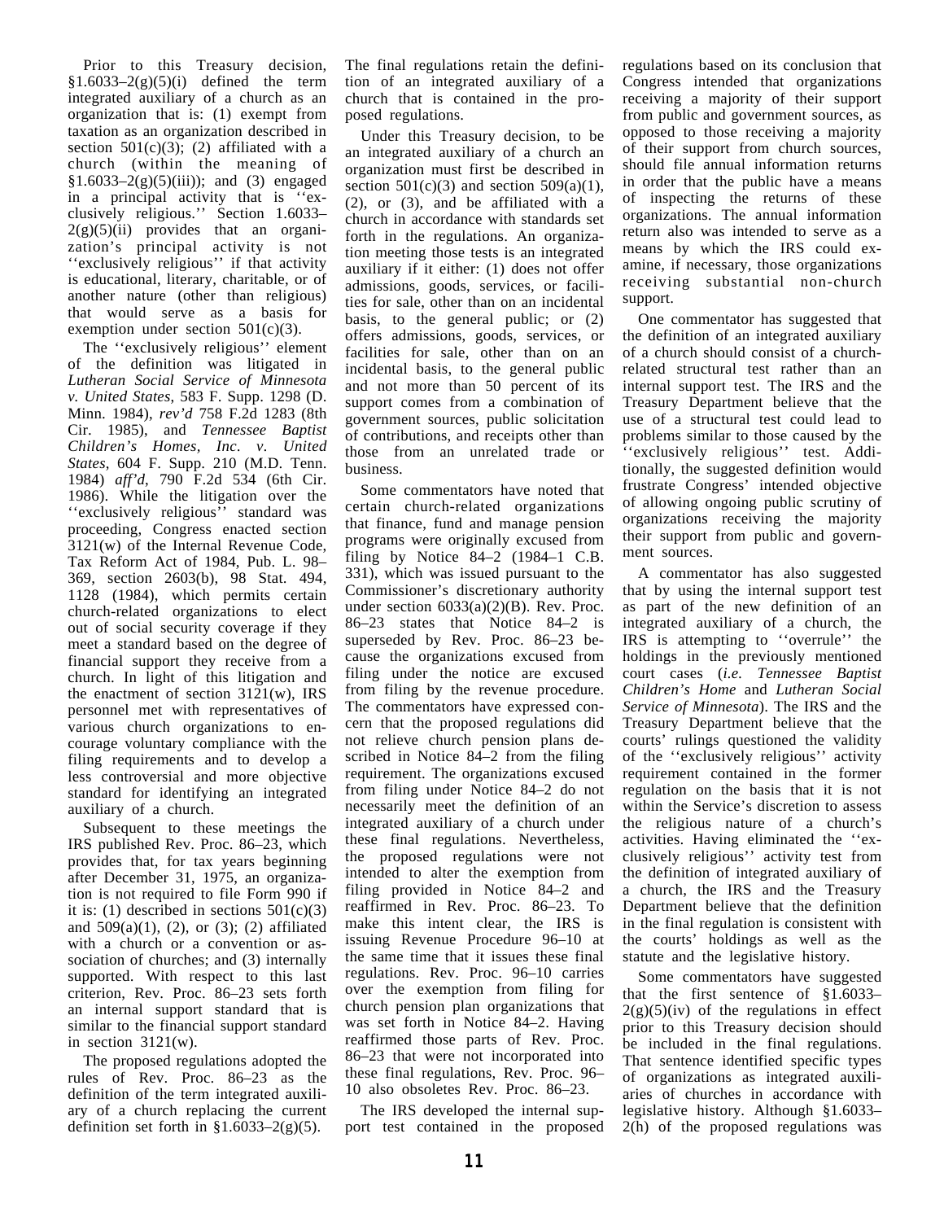Prior to this Treasury decision, §1.6033–2(g)(5)(i) defined the term integrated auxiliary of a church as an organization that is: (1) exempt from taxation as an organization described in section 501(c)(3); (2) affiliated with a church (within the meaning of §1.6033–2(g)(5)(iii)); and (3) engaged in a principal activity that is ''exclusively religious.'' Section 1.6033–2(g)(5)(ii) provides that an organization's principal activity is not ''exclusively religious'' if that activity is educational, literary, charitable, or of another nature (other than religious) that would serve as a basis for exemption under section 501(c)(3).

The ''exclusively religious'' element of the definition was litigated in *Lutheran Social Service of Minnesota v. United States*, 583 F. Supp. 1298 (D. Minn. 1984), *rev'd* 758 F.2d 1283 (8th Cir. 1985), and *Tennessee Baptist Children's Homes, Inc. v. United States*, 604 F. Supp. 210 (M.D. Tenn. 1984) *aff'd*, 790 F.2d 534 (6th Cir. 1986). While the litigation over the ''exclusively religious'' standard was proceeding, Congress enacted section 3121(w) of the Internal Revenue Code, Tax Reform Act of 1984, Pub. L. 98–369, section 2603(b), 98 Stat. 494, 1128 (1984), which permits certain church-related organizations to elect out of social security coverage if they meet a standard based on the degree of financial support they receive from a church. In light of this litigation and the enactment of section 3121(w), IRS personnel met with representatives of various church organizations to encourage voluntary compliance with the filing requirements and to develop a less controversial and more objective standard for identifying an integrated auxiliary of a church.

Subsequent to these meetings the IRS published Rev. Proc. 86–23, which provides that, for tax years beginning after December 31, 1975, an organization is not required to file Form 990 if it is: (1) described in sections 501(c)(3) and 509(a)(1), (2), or (3); (2) affiliated with a church or a convention or association of churches; and (3) internally supported. With respect to this last criterion, Rev. Proc. 86–23 sets forth an internal support standard that is similar to the financial support standard in section 3121(w).

The proposed regulations adopted the rules of Rev. Proc. 86–23 as the definition of the term integrated auxiliary of a church replacing the current definition set forth in §1.6033–2(g)(5). The final regulations retain the definition of an integrated auxiliary of a church that is contained in the proposed regulations.

Under this Treasury decision, to be an integrated auxiliary of a church an organization must first be described in section 501(c)(3) and section 509(a)(1), (2), or (3), and be affiliated with a church in accordance with standards set forth in the regulations. An organization meeting those tests is an integrated auxiliary if it either: (1) does not offer admissions, goods, services, or facilities for sale, other than on an incidental basis, to the general public; or (2) offers admissions, goods, services, or facilities for sale, other than on an incidental basis, to the general public and not more than 50 percent of its support comes from a combination of government sources, public solicitation of contributions, and receipts other than those from an unrelated trade or business.

Some commentators have noted that certain church-related organizations that finance, fund and manage pension programs were originally excused from filing by Notice 84–2 (1984–1 C.B. 331), which was issued pursuant to the Commissioner's discretionary authority under section 6033(a)(2)(B). Rev. Proc. 86–23 states that Notice 84–2 is superseded by Rev. Proc. 86–23 because the organizations excused from filing under the notice are excused from filing by the revenue procedure. The commentators have expressed concern that the proposed regulations did not relieve church pension plans described in Notice 84–2 from the filing requirement. The organizations excused from filing under Notice 84–2 do not necessarily meet the definition of an integrated auxiliary of a church under these final regulations. Nevertheless, the proposed regulations were not intended to alter the exemption from filing provided in Notice 84–2 and reaffirmed in Rev. Proc. 86–23. To make this intent clear, the IRS is issuing Revenue Procedure 96–10 at the same time that it issues these final regulations. Rev. Proc. 96–10 carries over the exemption from filing for church pension plan organizations that was set forth in Notice 84–2. Having reaffirmed those parts of Rev. Proc. 86–23 that were not incorporated into these final regulations, Rev. Proc. 96–10 also obsoletes Rev. Proc. 86–23.

The IRS developed the internal support test contained in the proposed regulations based on its conclusion that Congress intended that organizations receiving a majority of their support from public and government sources, as opposed to those receiving a majority of their support from church sources, should file annual information returns in order that the public have a means of inspecting the returns of these organizations. The annual information return also was intended to serve as a means by which the IRS could examine, if necessary, those organizations receiving substantial non-church support.

One commentator has suggested that the definition of an integrated auxiliary of a church should consist of a church-related structural test rather than an internal support test. The IRS and the Treasury Department believe that the use of a structural test could lead to problems similar to those caused by the ''exclusively religious'' test. Additionally, the suggested definition would frustrate Congress' intended objective of allowing ongoing public scrutiny of organizations receiving the majority their support from public and government sources.

A commentator has also suggested that by using the internal support test as part of the new definition of an integrated auxiliary of a church, the IRS is attempting to ''overrule'' the holdings in the previously mentioned court cases (*i.e. Tennessee Baptist Children's Home* and *Lutheran Social Service of Minnesota*). The IRS and the Treasury Department believe that the courts' rulings questioned the validity of the ''exclusively religious'' activity requirement contained in the former regulation on the basis that it is not within the Service's discretion to assess the religious nature of a church's activities. Having eliminated the ''exclusively religious'' activity test from the definition of integrated auxiliary of a church, the IRS and the Treasury Department believe that the definition in the final regulation is consistent with the courts' holdings as well as the statute and the legislative history.

Some commentators have suggested that the first sentence of §1.6033–2(g)(5)(iv) of the regulations in effect prior to this Treasury decision should be included in the final regulations. That sentence identified specific types of organizations as integrated auxiliaries of churches in accordance with legislative history. Although §1.6033–2(h) of the proposed regulations was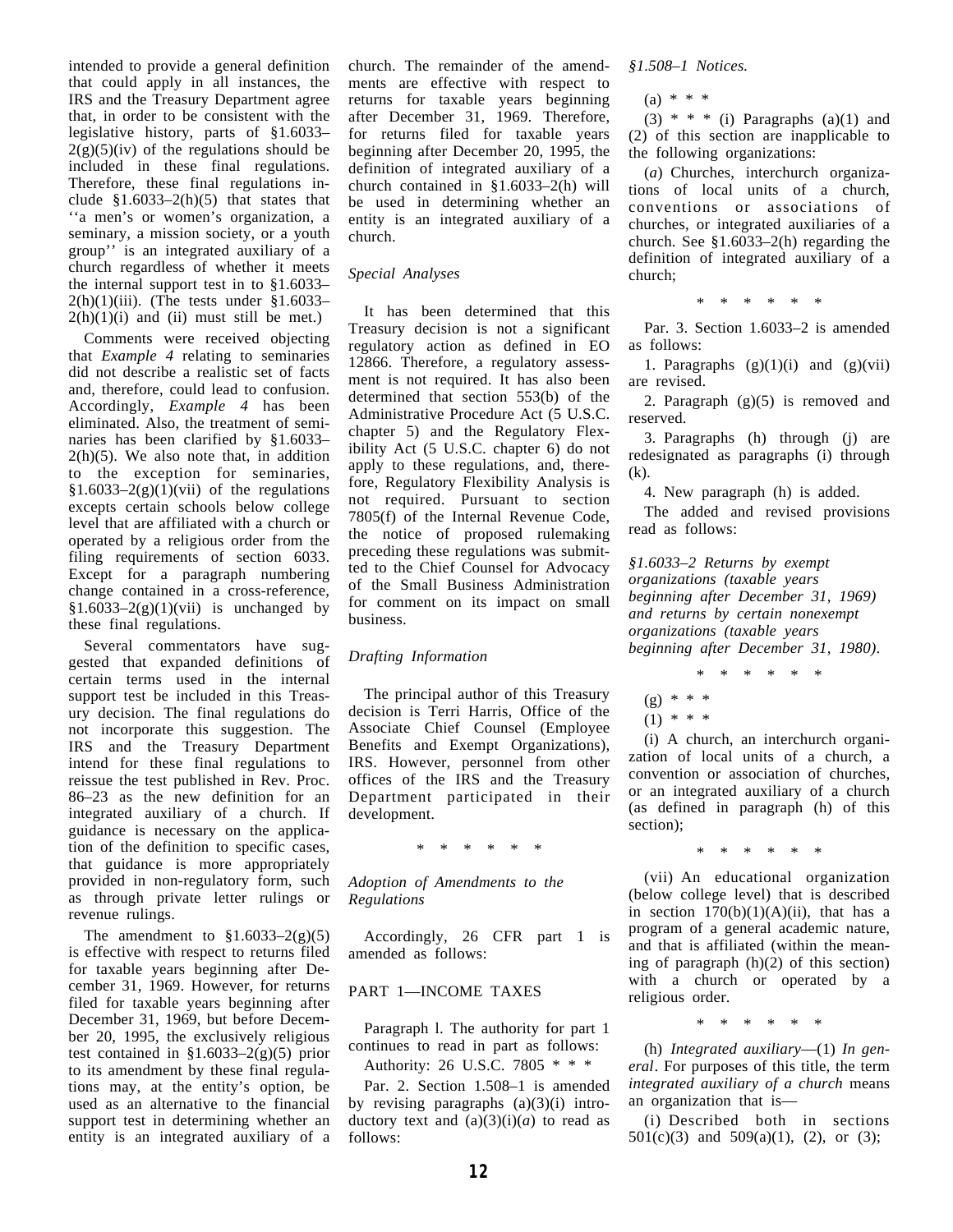intended to provide a general definition that could apply in all instances, the IRS and the Treasury Department agree that, in order to be consistent with the legislative history, parts of §1.6033–2(g)(5)(iv) of the regulations should be included in these final regulations. Therefore, these final regulations include §1.6033–2(h)(5) that states that ''a men's or women's organization, a seminary, a mission society, or a youth group'' is an integrated auxiliary of a church regardless of whether it meets the internal support test in to §1.6033–2(h)(1)(iii). (The tests under §1.6033–2(h)(1)(i) and (ii) must still be met.)

Comments were received objecting that *Example 4* relating to seminaries did not describe a realistic set of facts and, therefore, could lead to confusion. Accordingly, *Example 4* has been eliminated. Also, the treatment of seminaries has been clarified by §1.6033–2(h)(5). We also note that, in addition to the exception for seminaries, §1.6033–2(g)(1)(vii) of the regulations excepts certain schools below college level that are affiliated with a church or operated by a religious order from the filing requirements of section 6033. Except for a paragraph numbering change contained in a cross-reference, §1.6033–2(g)(1)(vii) is unchanged by these final regulations.

Several commentators have suggested that expanded definitions of certain terms used in the internal support test be included in this Treasury decision. The final regulations do not incorporate this suggestion. The IRS and the Treasury Department intend for these final regulations to reissue the test published in Rev. Proc. 86–23 as the new definition for an integrated auxiliary of a church. If guidance is necessary on the application of the definition to specific cases, that guidance is more appropriately provided in non-regulatory form, such as through private letter rulings or revenue rulings.

The amendment to §1.6033–2(g)(5) is effective with respect to returns filed for taxable years beginning after December 31, 1969. However, for returns filed for taxable years beginning after December 31, 1969, but before December 20, 1995, the exclusively religious test contained in §1.6033–2(g)(5) prior to its amendment by these final regulations may, at the entity's option, be used as an alternative to the financial support test in determining whether an entity is an integrated auxiliary of a church. The remainder of the amendments are effective with respect to returns for taxable years beginning after December 31, 1969. Therefore, for returns filed for taxable years beginning after December 20, 1995, the definition of integrated auxiliary of a church contained in §1.6033–2(h) will be used in determining whether an entity is an integrated auxiliary of a church.

*Special Analyses*

It has been determined that this Treasury decision is not a significant regulatory action as defined in EO 12866. Therefore, a regulatory assessment is not required. It has also been determined that section 553(b) of the Administrative Procedure Act (5 U.S.C. chapter 5) and the Regulatory Flexibility Act (5 U.S.C. chapter 6) do not apply to these regulations, and, therefore, Regulatory Flexibility Analysis is not required. Pursuant to section 7805(f) of the Internal Revenue Code, the notice of proposed rulemaking preceding these regulations was submitted to the Chief Counsel for Advocacy of the Small Business Administration for comment on its impact on small business.

*Drafting Information*

The principal author of this Treasury decision is Terri Harris, Office of the Associate Chief Counsel (Employee Benefits and Exempt Organizations), IRS. However, personnel from other offices of the IRS and the Treasury Department participated in their development.

\* \* \* \* \* \*

*Adoption of Amendments to the Regulations*

Accordingly, 26 CFR part 1 is amended as follows:

PART 1—INCOME TAXES

Paragraph l. The authority for part 1 continues to read in part as follows:

Authority: 26 U.S.C. 7805 * * *

Par. 2. Section 1.508–1 is amended by revising paragraphs (a)(3)(i) introductory text and (a)(3)(i)(*a*) to read as follows:

*§1.508–1 Notices.*

(a) * * *

(3) * * * (i) Paragraphs (a)(1) and (2) of this section are inapplicable to the following organizations:

(*a*) Churches, interchurch organizations of local units of a church, conventions or associations of churches, or integrated auxiliaries of a church. See §1.6033–2(h) regarding the definition of integrated auxiliary of a church;

\* \* \* \* \* \*

Par. 3. Section 1.6033–2 is amended as follows:

1. Paragraphs (g)(1)(i) and (g)(vii) are revised.

2. Paragraph (g)(5) is removed and reserved.

3. Paragraphs (h) through (j) are redesignated as paragraphs (i) through (k).

4. New paragraph (h) is added.

The added and revised provisions read as follows:

*§1.6033–2 Returns by exempt organizations (taxable years beginning after December 31, 1969) and returns by certain nonexempt organizations (taxable years beginning after December 31, 1980).*

\* \* \* \* \* \*

(g) * * *

(1) * * *

(i) A church, an interchurch organization of local units of a church, a convention or association of churches, or an integrated auxiliary of a church (as defined in paragraph (h) of this section);

\* \* \* \* \* \*

(vii) An educational organization (below college level) that is described in section 170(b)(1)(A)(ii), that has a program of a general academic nature, and that is affiliated (within the meaning of paragraph (h)(2) of this section) with a church or operated by a religious order.

\* \* \* \* \* \*

(h) *Integrated auxiliary*—(1) *In general*. For purposes of this title, the term *integrated auxiliary of a church* means an organization that is—

(i) Described both in sections 501(c)(3) and 509(a)(1), (2), or (3);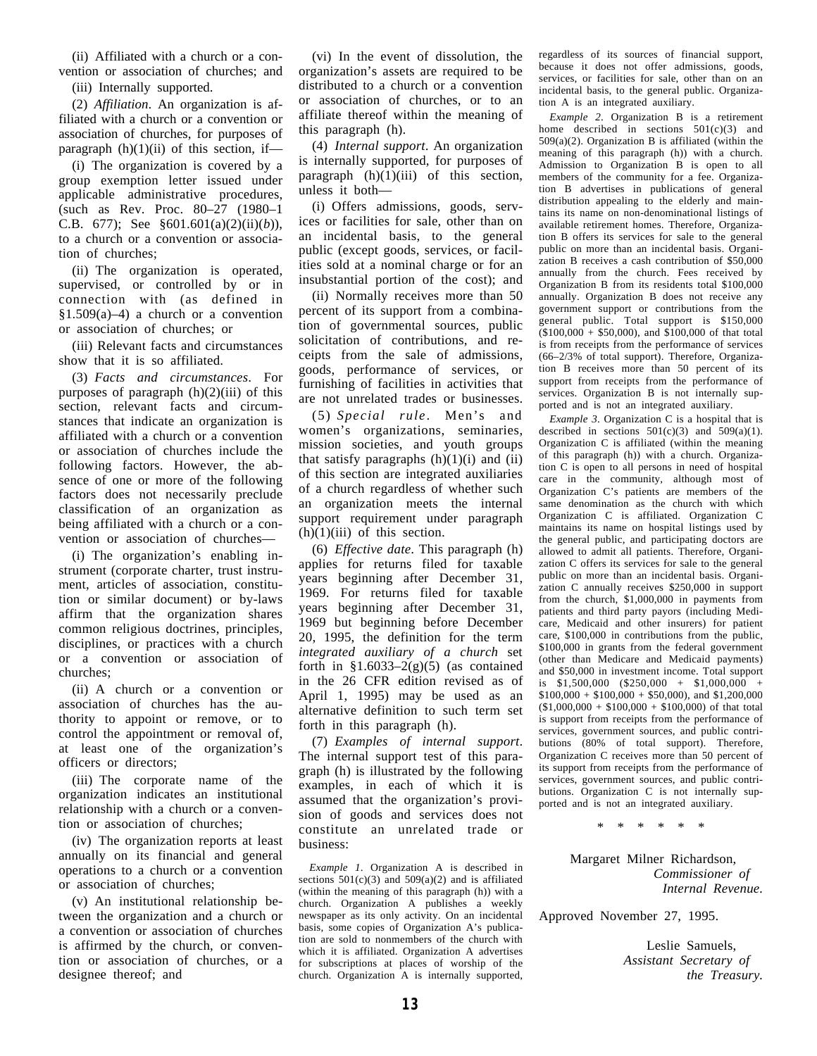(ii) Affiliated with a church or a convention or association of churches; and

(iii) Internally supported.

(2) *Affiliation*. An organization is affiliated with a church or a convention or association of churches, for purposes of paragraph (h)(1)(ii) of this section, if—

(i) The organization is covered by a group exemption letter issued under applicable administrative procedures, (such as Rev. Proc. 80–27 (1980–1 C.B. 677); See §601.601(a)(2)(ii)(*b*)), to a church or a convention or association of churches;

(ii) The organization is operated, supervised, or controlled by or in connection with (as defined in §1.509(a)–4) a church or a convention or association of churches; or

(iii) Relevant facts and circumstances show that it is so affiliated.

(3) *Facts and circumstances*. For purposes of paragraph (h)(2)(iii) of this section, relevant facts and circumstances that indicate an organization is affiliated with a church or a convention or association of churches include the following factors. However, the absence of one or more of the following factors does not necessarily preclude classification of an organization as being affiliated with a church or a convention or association of churches—

(i) The organization's enabling instrument (corporate charter, trust instrument, articles of association, constitution or similar document) or by-laws affirm that the organization shares common religious doctrines, principles, disciplines, or practices with a church or a convention or association of churches;

(ii) A church or a convention or association of churches has the authority to appoint or remove, or to control the appointment or removal of, at least one of the organization's officers or directors;

(iii) The corporate name of the organization indicates an institutional relationship with a church or a convention or association of churches;

(iv) The organization reports at least annually on its financial and general operations to a church or a convention or association of churches;

(v) An institutional relationship between the organization and a church or a convention or association of churches is affirmed by the church, or convention or association of churches, or a designee thereof; and

(vi) In the event of dissolution, the organization's assets are required to be distributed to a church or a convention or association of churches, or to an affiliate thereof within the meaning of this paragraph (h).

(4) *Internal support*. An organization is internally supported, for purposes of paragraph (h)(1)(iii) of this section, unless it both—

(i) Offers admissions, goods, services or facilities for sale, other than on an incidental basis, to the general public (except goods, services, or facilities sold at a nominal charge or for an insubstantial portion of the cost); and

(ii) Normally receives more than 50 percent of its support from a combination of governmental sources, public solicitation of contributions, and receipts from the sale of admissions, goods, performance of services, or furnishing of facilities in activities that are not unrelated trades or businesses.

(5) *Special rule*. Men's and women's organizations, seminaries, mission societies, and youth groups that satisfy paragraphs (h)(1)(i) and (ii) of this section are integrated auxiliaries of a church regardless of whether such an organization meets the internal support requirement under paragraph (h)(1)(iii) of this section.

(6) *Effective date*. This paragraph (h) applies for returns filed for taxable years beginning after December 31, 1969. For returns filed for taxable years beginning after December 31, 1969 but beginning before December 20, 1995, the definition for the term *integrated auxiliary of a church* set forth in §1.6033–2(g)(5) (as contained in the 26 CFR edition revised as of April 1, 1995) may be used as an alternative definition to such term set forth in this paragraph (h).

(7) *Examples of internal support*. The internal support test of this paragraph (h) is illustrated by the following examples, in each of which it is assumed that the organization's provision of goods and services does not constitute an unrelated trade or business:

*Example 1*. Organization A is described in sections 501(c)(3) and 509(a)(2) and is affiliated (within the meaning of this paragraph (h)) with a church. Organization A publishes a weekly newspaper as its only activity. On an incidental basis, some copies of Organization A's publication are sold to nonmembers of the church with which it is affiliated. Organization A advertises for subscriptions at places of worship of the church. Organization A is internally supported, regardless of its sources of financial support, because it does not offer admissions, goods, services, or facilities for sale, other than on an incidental basis, to the general public. Organization A is an integrated auxiliary.

*Example 2*. Organization B is a retirement home described in sections 501(c)(3) and 509(a)(2). Organization B is affiliated (within the meaning of this paragraph (h)) with a church. Admission to Organization B is open to all members of the community for a fee. Organization B advertises in publications of general distribution appealing to the elderly and maintains its name on non-denominational listings of available retirement homes. Therefore, Organization B offers its services for sale to the general public on more than an incidental basis. Organization B receives a cash contribution of $50,000 annually from the church. Fees received by Organization B from its residents total $100,000 annually. Organization B does not receive any government support or contributions from the general public. Total support is $150,000 ($100,000 + $50,000), and $100,000 of that total is from receipts from the performance of services (66–2/3% of total support). Therefore, Organization B receives more than 50 percent of its support from receipts from the performance of services. Organization B is not internally supported and is not an integrated auxiliary.

*Example 3*. Organization C is a hospital that is described in sections 501(c)(3) and 509(a)(1). Organization C is affiliated (within the meaning of this paragraph (h)) with a church. Organization C is open to all persons in need of hospital care in the community, although most of Organization C's patients are members of the same denomination as the church with which Organization C is affiliated. Organization C maintains its name on hospital listings used by the general public, and participating doctors are allowed to admit all patients. Therefore, Organization C offers its services for sale to the general public on more than an incidental basis. Organization C annually receives $250,000 in support from the church, $1,000,000 in payments from patients and third party payors (including Medicare, Medicaid and other insurers) for patient care, $100,000 in contributions from the public, $100,000 in grants from the federal government (other than Medicare and Medicaid payments) and $50,000 in investment income. Total support is $1,500,000 ($250,000 + $1,000,000 + $100,000 + $100,000 + $50,000), and $1,200,000 ($1,000,000 + $100,000 + $100,000) of that total is support from receipts from the performance of services, government sources, and public contributions (80% of total support). Therefore, Organization C receives more than 50 percent of its support from receipts from the performance of services, government sources, and public contributions. Organization C is not internally supported and is not an integrated auxiliary.

\* \* \* \* \* \*

Margaret Milner Richardson,
*Commissioner of Internal Revenue.*

Approved November 27, 1995.

Leslie Samuels,
*Assistant Secretary of the Treasury.*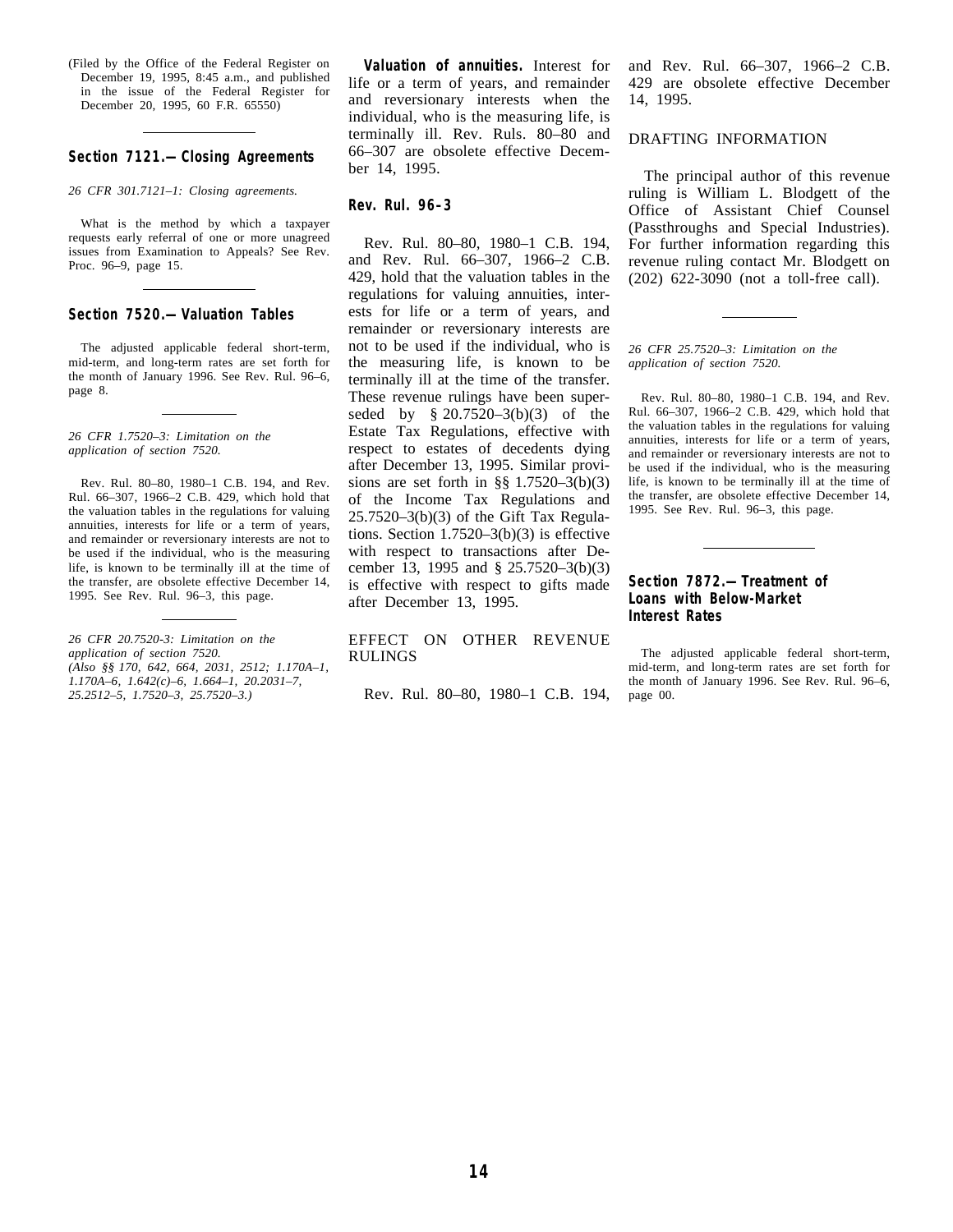(Filed by the Office of the Federal Register on December 19, 1995, 8:45 a.m., and published in the issue of the Federal Register for December 20, 1995, 60 F.R. 65550)

## Section 7121.—Closing Agreements

*26 CFR 301.7121–1: Closing agreements.*

What is the method by which a taxpayer requests early referral of one or more unagreed issues from Examination to Appeals? See Rev. Proc. 96–9, page 15.

## Section 7520.—Valuation Tables

The adjusted applicable federal short-term, mid-term, and long-term rates are set forth for the month of January 1996. See Rev. Rul. 96–6, page 8.

*26 CFR 1.7520–3: Limitation on the application of section 7520.*

Rev. Rul. 80–80, 1980–1 C.B. 194, and Rev. Rul. 66–307, 1966–2 C.B. 429, which hold that the valuation tables in the regulations for valuing annuities, interests for life or a term of years, and remainder or reversionary interests are not to be used if the individual, who is the measuring life, is known to be terminally ill at the time of the transfer, are obsolete effective December 14, 1995. See Rev. Rul. 96–3, this page.

*26 CFR 20.7520-3: Limitation on the application of section 7520.*
*(Also §§ 170, 642, 664, 2031, 2512; 1.170A–1, 1.170A–6, 1.642(c)–6, 1.664–1, 20.2031–7, 25.2512–5, 1.7520–3, 25.7520–3.)*

**Valuation of annuities.** Interest for life or a term of years, and remainder and reversionary interests when the individual, who is the measuring life, is terminally ill. Rev. Ruls. 80–80 and 66–307 are obsolete effective December 14, 1995.

### Rev. Rul. 96-3

Rev. Rul. 80–80, 1980–1 C.B. 194, and Rev. Rul. 66–307, 1966–2 C.B. 429, hold that the valuation tables in the regulations for valuing annuities, interests for life or a term of years, and remainder or reversionary interests are not to be used if the individual, who is the measuring life, is known to be terminally ill at the time of the transfer. These revenue rulings have been superseded by § 20.7520–3(b)(3) of the Estate Tax Regulations, effective with respect to estates of decedents dying after December 13, 1995. Similar provisions are set forth in §§ 1.7520–3(b)(3) of the Income Tax Regulations and 25.7520–3(b)(3) of the Gift Tax Regulations. Section 1.7520–3(b)(3) is effective with respect to transactions after December 13, 1995 and § 25.7520–3(b)(3) is effective with respect to gifts made after December 13, 1995.

EFFECT ON OTHER REVENUE RULINGS

Rev. Rul. 80–80, 1980–1 C.B. 194, and Rev. Rul. 66–307, 1966–2 C.B. 429 are obsolete effective December 14, 1995.

DRAFTING INFORMATION

The principal author of this revenue ruling is William L. Blodgett of the Office of Assistant Chief Counsel (Passthroughs and Special Industries). For further information regarding this revenue ruling contact Mr. Blodgett on (202) 622-3090 (not a toll-free call).

*26 CFR 25.7520–3: Limitation on the application of section 7520.*

Rev. Rul. 80–80, 1980–1 C.B. 194, and Rev. Rul. 66–307, 1966–2 C.B. 429, which hold that the valuation tables in the regulations for valuing annuities, interests for life or a term of years, and remainder or reversionary interests are not to be used if the individual, who is the measuring life, is known to be terminally ill at the time of the transfer, are obsolete effective December 14, 1995. See Rev. Rul. 96–3, this page.

## Section 7872.—Treatment of Loans with Below-Market Interest Rates

The adjusted applicable federal short-term, mid-term, and long-term rates are set forth for the month of January 1996. See Rev. Rul. 96–6, page 00.